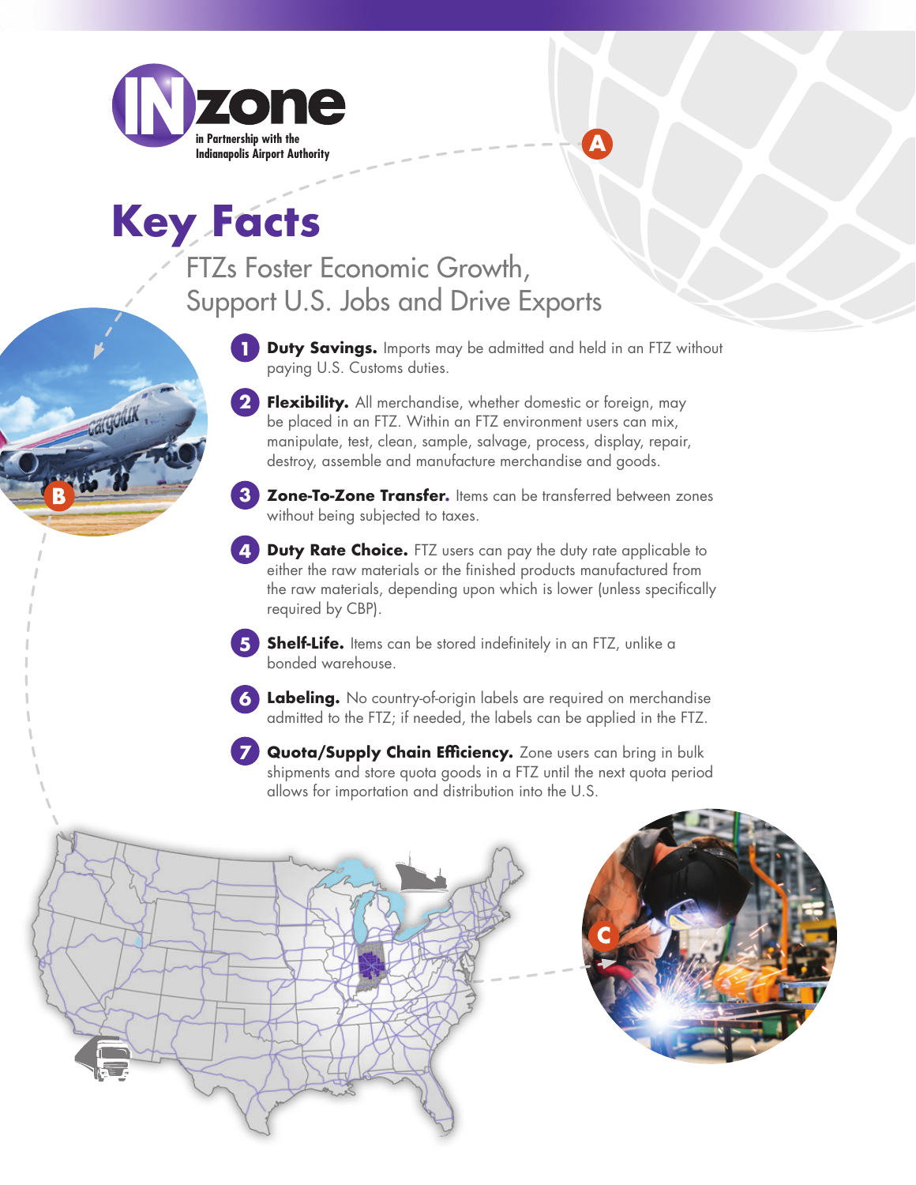INzone

in Partnership with the Indianapolis Airport Authority

# Key Facts

## FTZs Foster Economic Growth, Support U.S. Jobs and Drive Exports

1. **Duty Savings.** Imports may be admitted and held in an FTZ without paying U.S. Customs duties.

2. **Flexibility.** All merchandise, whether domestic or foreign, may be placed in an FTZ. Within an FTZ environment users can mix, manipulate, test, clean, sample, salvage, process, display, repair, destroy, assemble and manufacture merchandise and goods.

3. **Zone-To-Zone Transfer.** Items can be transferred between zones without being subjected to taxes.

4. **Duty Rate Choice.** FTZ users can pay the duty rate applicable to either the raw materials or the finished products manufactured from the raw materials, depending upon which is lower (unless specifically required by CBP).

5. **Shelf-Life.** Items can be stored indefinitely in an FTZ, unlike a bonded warehouse.

6. **Labeling.** No country-of-origin labels are required on merchandise admitted to the FTZ; if needed, the labels can be applied in the FTZ.

7. **Quota/Supply Chain Efficiency.** Zone users can bring in bulk shipments and store quota goods in a FTZ until the next quota period allows for importation and distribution into the U.S.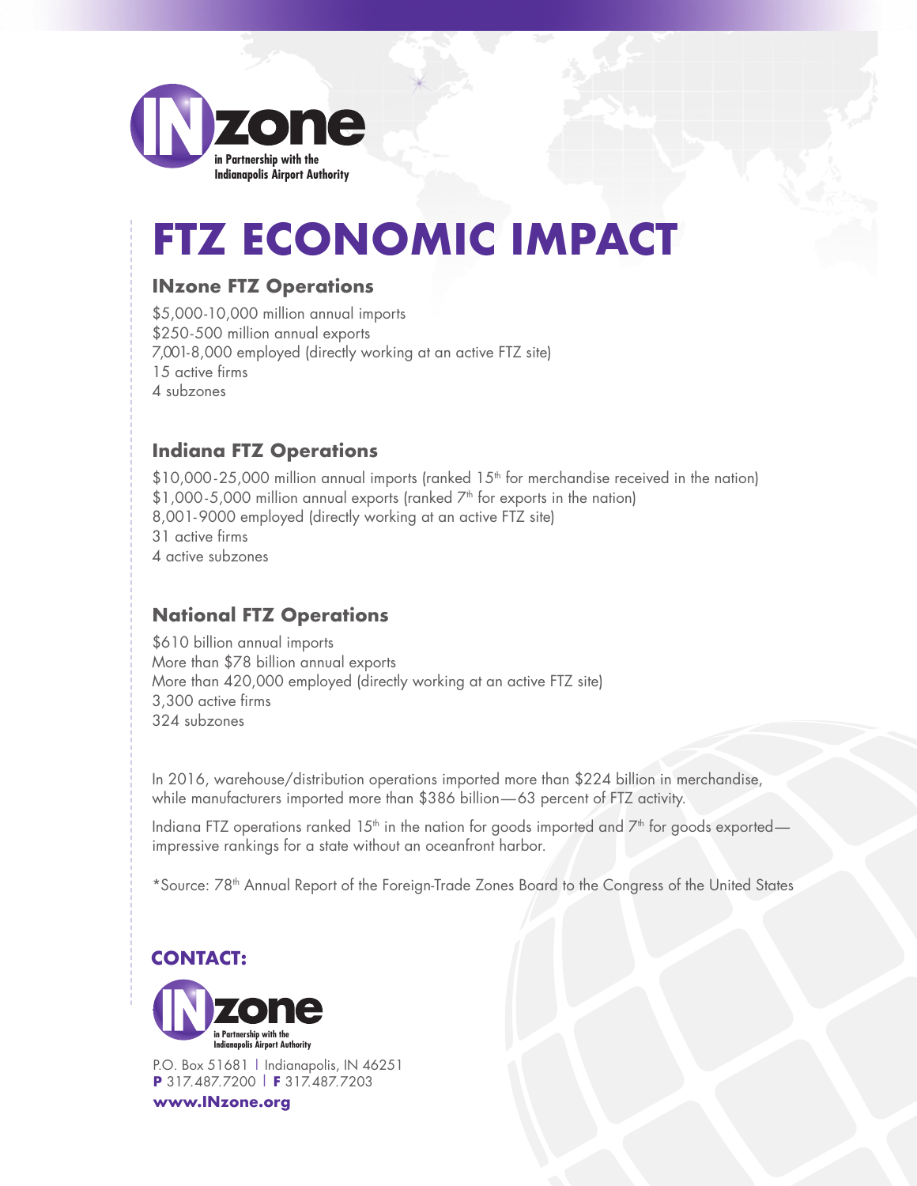INzone in Partnership with the Indianapolis Airport Authority

# FTZ ECONOMIC IMPACT

### INzone FTZ Operations

$5,000-10,000 million annual imports
$250-500 million annual exports
7,001-8,000 employed (directly working at an active FTZ site)
15 active firms
4 subzones

### Indiana FTZ Operations

$10,000-25,000 million annual imports (ranked 15th for merchandise received in the nation)
$1,000-5,000 million annual exports (ranked 7th for exports in the nation)
8,001-9000 employed (directly working at an active FTZ site)
31 active firms
4 active subzones

### National FTZ Operations

$610 billion annual imports
More than $78 billion annual exports
More than 420,000 employed (directly working at an active FTZ site)
3,300 active firms
324 subzones

In 2016, warehouse/distribution operations imported more than $224 billion in merchandise, while manufacturers imported more than $386 billion—63 percent of FTZ activity.

Indiana FTZ operations ranked 15th in the nation for goods imported and 7th for goods exported—impressive rankings for a state without an oceanfront harbor.

*Source: 78th Annual Report of the Foreign-Trade Zones Board to the Congress of the United States

**CONTACT:**

INzone in Partnership with the Indianapolis Airport Authority

P.O. Box 51681 | Indianapolis, IN 46251
**P** 317.487.7200 | **F** 317.487.7203
**www.INzone.org**